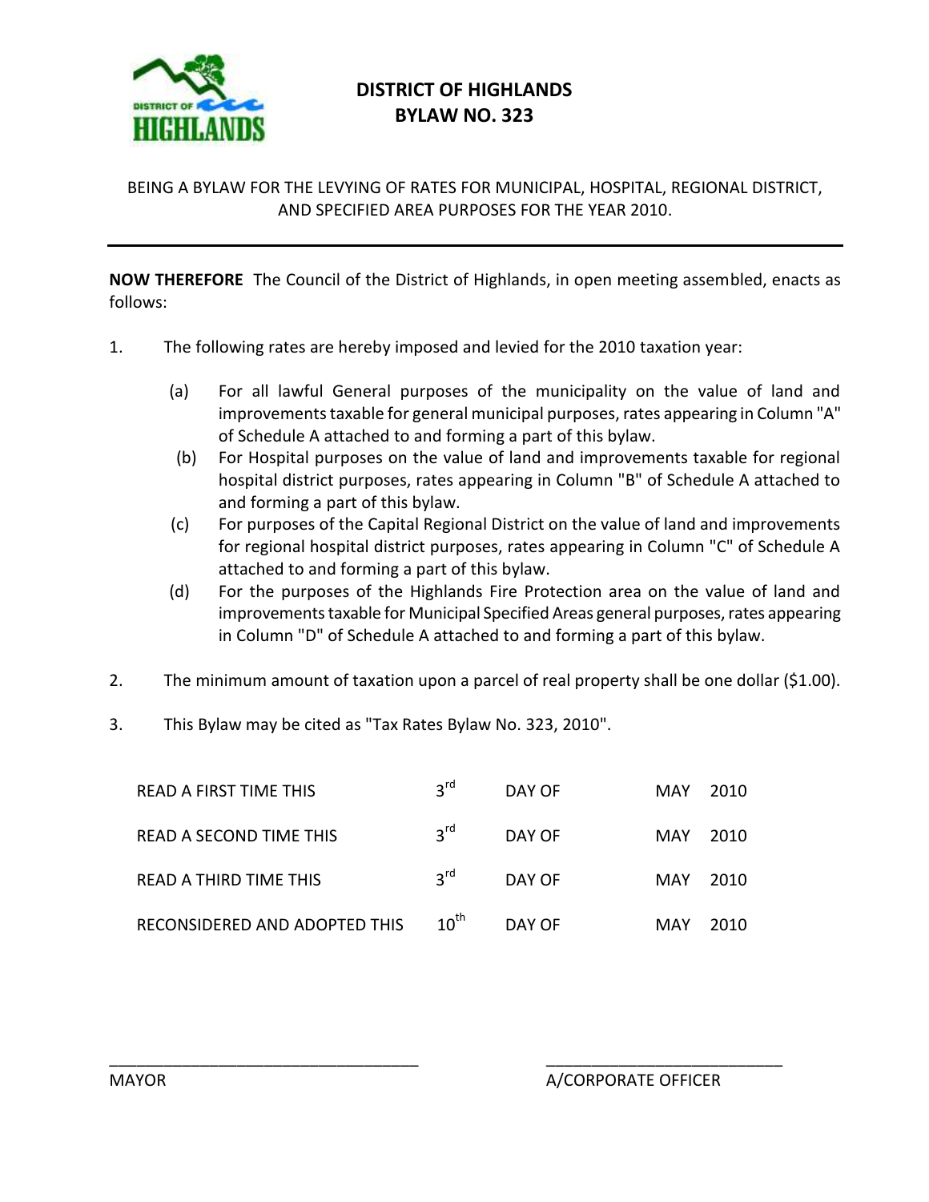# DISTRICT OF HIGHLANDS
## BYLAW NO. 323

BEING A BYLAW FOR THE LEVYING OF RATES FOR MUNICIPAL, HOSPITAL, REGIONAL DISTRICT, AND SPECIFIED AREA PURPOSES FOR THE YEAR 2010.

---

**NOW THEREFORE** The Council of the District of Highlands, in open meeting assembled, enacts as follows:

1. The following rates are hereby imposed and levied for the 2010 taxation year:

   (a) For all lawful General purposes of the municipality on the value of land and improvements taxable for general municipal purposes, rates appearing in Column "A" of Schedule A attached to and forming a part of this bylaw.

   (b) For Hospital purposes on the value of land and improvements taxable for regional hospital district purposes, rates appearing in Column "B" of Schedule A attached to and forming a part of this bylaw.

   (c) For purposes of the Capital Regional District on the value of land and improvements for regional hospital district purposes, rates appearing in Column "C" of Schedule A attached to and forming a part of this bylaw.

   (d) For the purposes of the Highlands Fire Protection area on the value of land and improvements taxable for Municipal Specified Areas general purposes, rates appearing in Column "D" of Schedule A attached to and forming a part of this bylaw.

2. The minimum amount of taxation upon a parcel of real property shall be one dollar ($1.00).

3. This Bylaw may be cited as "Tax Rates Bylaw No. 323, 2010".

| | | | | |
|---|---|---|---|---|
| READ A FIRST TIME THIS | 3rd | DAY OF | MAY | 2010 |
| READ A SECOND TIME THIS | 3rd | DAY OF | MAY | 2010 |
| READ A THIRD TIME THIS | 3rd | DAY OF | MAY | 2010 |
| RECONSIDERED AND ADOPTED THIS | 10th | DAY OF | MAY | 2010 |

\_\_\_\_\_\_\_\_\_\_\_\_\_\_\_\_\_\_\_\_\_\_\_\_\_\_\_\_\_\_
MAYOR

\_\_\_\_\_\_\_\_\_\_\_\_\_\_\_\_\_\_\_\_\_\_\_\_\_\_\_\_\_\_
A/CORPORATE OFFICER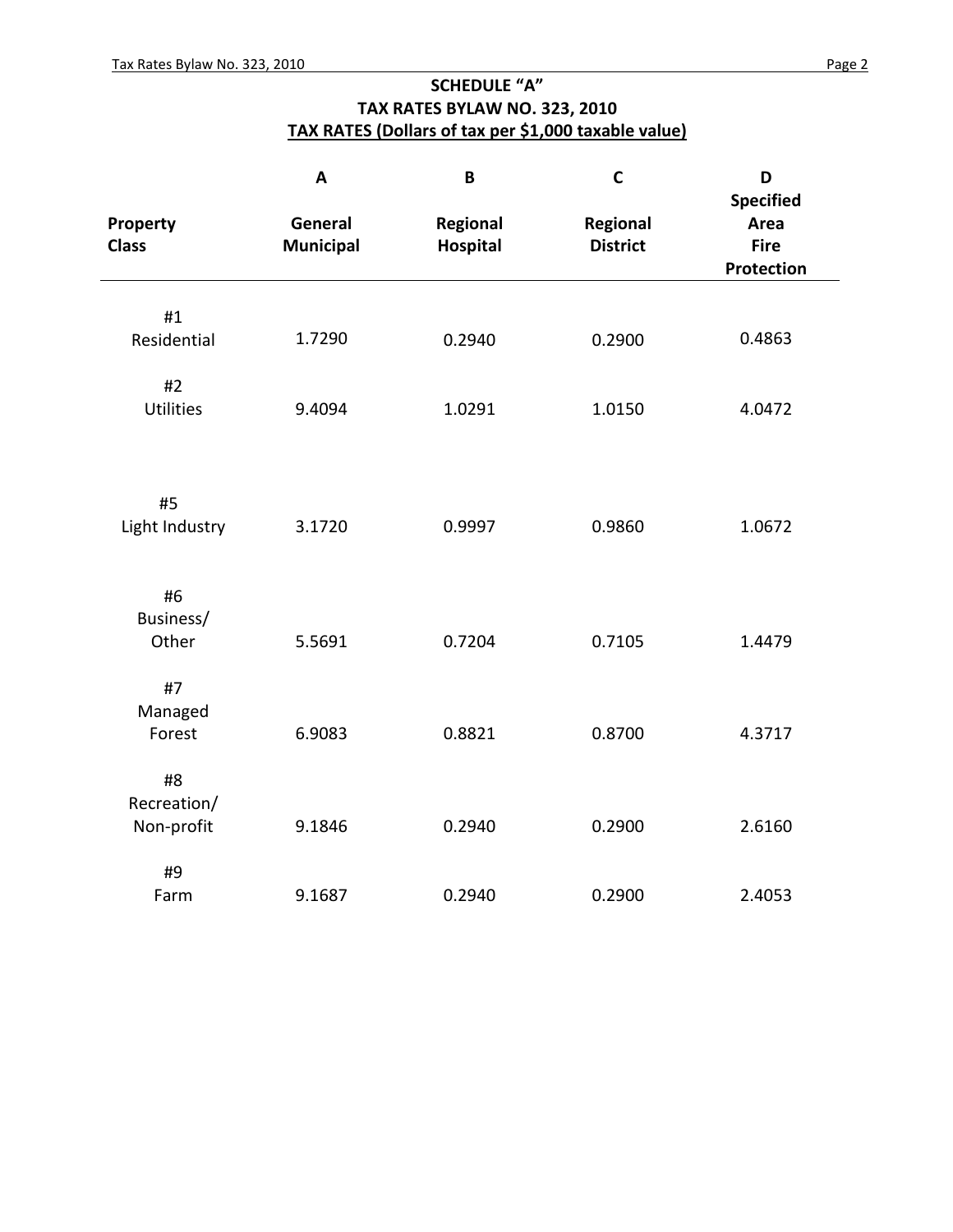## SCHEDULE "A"
## TAX RATES BYLAW NO. 323, 2010
## TAX RATES (Dollars of tax per $1,000 taxable value)

| Property Class | A<br>General Municipal | B<br>Regional Hospital | C<br>Regional District | D<br>Specified Area Fire Protection |
|---|---|---|---|---|
| #1 Residential | 1.7290 | 0.2940 | 0.2900 | 0.4863 |
| #2 Utilities | 9.4094 | 1.0291 | 1.0150 | 4.0472 |
| #5 Light Industry | 3.1720 | 0.9997 | 0.9860 | 1.0672 |
| #6 Business/ Other | 5.5691 | 0.7204 | 0.7105 | 1.4479 |
| #7 Managed Forest | 6.9083 | 0.8821 | 0.8700 | 4.3717 |
| #8 Recreation/ Non-profit | 9.1846 | 0.2940 | 0.2900 | 2.6160 |
| #9 Farm | 9.1687 | 0.2940 | 0.2900 | 2.4053 |